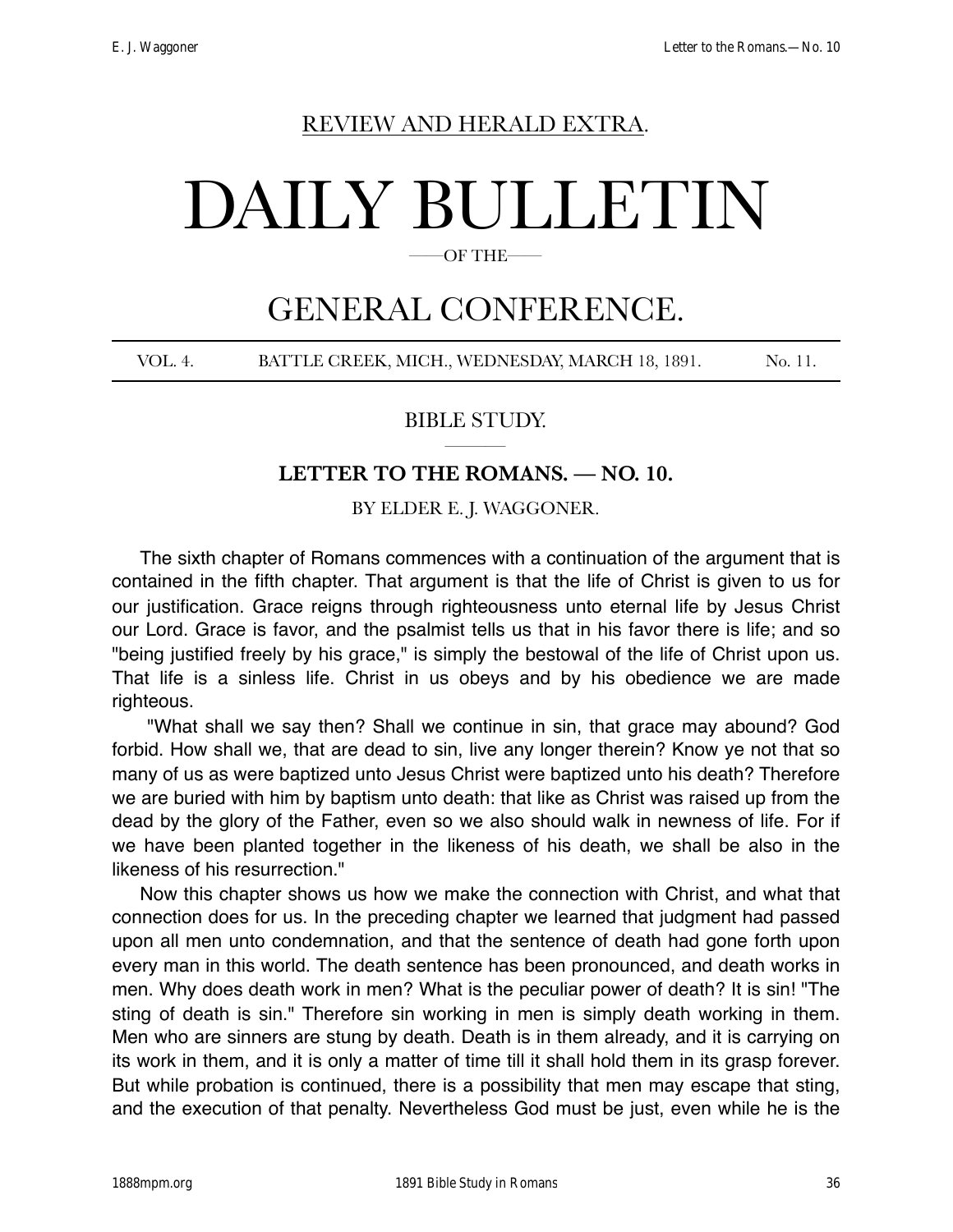REVIEW AND HERALD EXTRA.

# DAILY BULLETIN

—OF THE—

# GENERAL CONFERENCE.

VOL. 4. BATTLE CREEK, MICH., WEDNESDAY, MARCH 18, 1891. No. 11.

## BIBLE STUDY.

### LETTER TO THE ROMANS. — NO. 10.

BY ELDER E. J. WAGGONER.

The sixth chapter of Romans commences with a continuation of the argument that is contained in the fifth chapter. That argument is that the life of Christ is given to us for our justification. Grace reigns through righteousness unto eternal life by Jesus Christ our Lord. Grace is favor, and the psalmist tells us that in his favor there is life; and so "being justified freely by his grace," is simply the bestowal of the life of Christ upon us. That life is a sinless life. Christ in us obeys and by his obedience we are made righteous.

"What shall we say then? Shall we continue in sin, that grace may abound? God forbid. How shall we, that are dead to sin, live any longer therein? Know ye not that so many of us as were baptized unto Jesus Christ were baptized unto his death? Therefore we are buried with him by baptism unto death: that like as Christ was raised up from the dead by the glory of the Father, even so we also should walk in newness of life. For if we have been planted together in the likeness of his death, we shall be also in the likeness of his resurrection."

Now this chapter shows us how we make the connection with Christ, and what that connection does for us. In the preceding chapter we learned that judgment had passed upon all men unto condemnation, and that the sentence of death had gone forth upon every man in this world. The death sentence has been pronounced, and death works in men. Why does death work in men? What is the peculiar power of death? It is sin! "The sting of death is sin." Therefore sin working in men is simply death working in them. Men who are sinners are stung by death. Death is in them already, and it is carrying on its work in them, and it is only a matter of time till it shall hold them in its grasp forever. But while probation is continued, there is a possibility that men may escape that sting, and the execution of that penalty. Nevertheless God must be just, even while he is the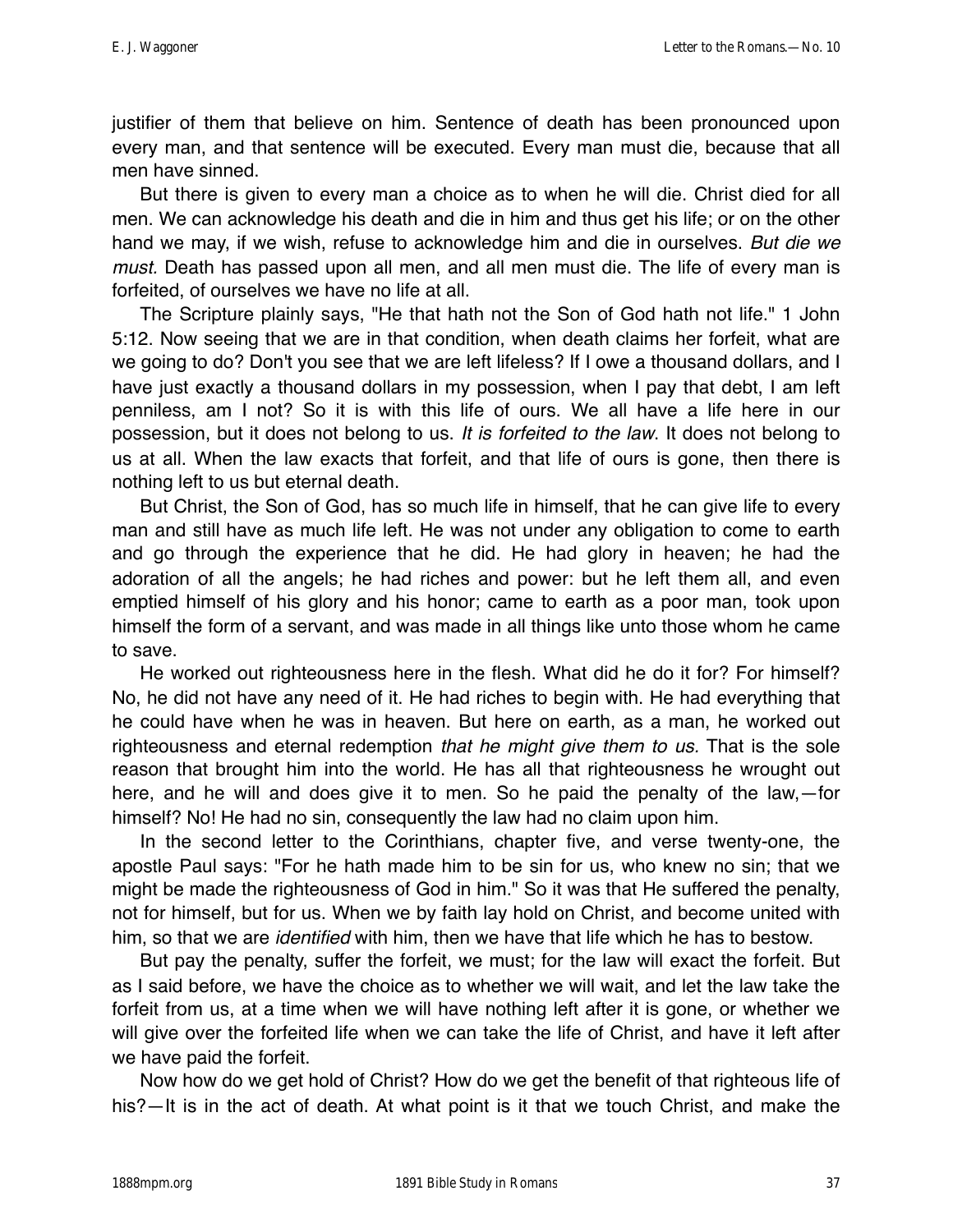justifier of them that believe on him. Sentence of death has been pronounced upon every man, and that sentence will be executed. Every man must die, because that all men have sinned.

But there is given to every man a choice as to when he will die. Christ died for all men. We can acknowledge his death and die in him and thus get his life; or on the other hand we may, if we wish, refuse to acknowledge him and die in ourselves. *But die we must.* Death has passed upon all men, and all men must die. The life of every man is forfeited, of ourselves we have no life at all.

The Scripture plainly says, "He that hath not the Son of God hath not life." 1 John 5:12. Now seeing that we are in that condition, when death claims her forfeit, what are we going to do? Don't you see that we are left lifeless? If I owe a thousand dollars, and I have just exactly a thousand dollars in my possession, when I pay that debt, I am left penniless, am I not? So it is with this life of ours. We all have a life here in our possession, but it does not belong to us. *It is forfeited to the law*. It does not belong to us at all. When the law exacts that forfeit, and that life of ours is gone, then there is nothing left to us but eternal death.

But Christ, the Son of God, has so much life in himself, that he can give life to every man and still have as much life left. He was not under any obligation to come to earth and go through the experience that he did. He had glory in heaven; he had the adoration of all the angels; he had riches and power: but he left them all, and even emptied himself of his glory and his honor; came to earth as a poor man, took upon himself the form of a servant, and was made in all things like unto those whom he came to save.

He worked out righteousness here in the flesh. What did he do it for? For himself? No, he did not have any need of it. He had riches to begin with. He had everything that he could have when he was in heaven. But here on earth, as a man, he worked out righteousness and eternal redemption *that he might give them to us.* That is the sole reason that brought him into the world. He has all that righteousness he wrought out here, and he will and does give it to men. So he paid the penalty of the law,—for himself? No! He had no sin, consequently the law had no claim upon him.

In the second letter to the Corinthians, chapter five, and verse twenty-one, the apostle Paul says: "For he hath made him to be sin for us, who knew no sin; that we might be made the righteousness of God in him." So it was that He suffered the penalty, not for himself, but for us. When we by faith lay hold on Christ, and become united with him, so that we are *identified* with him, then we have that life which he has to bestow.

But pay the penalty, suffer the forfeit, we must; for the law will exact the forfeit. But as I said before, we have the choice as to whether we will wait, and let the law take the forfeit from us, at a time when we will have nothing left after it is gone, or whether we will give over the forfeited life when we can take the life of Christ, and have it left after we have paid the forfeit.

Now how do we get hold of Christ? How do we get the benefit of that righteous life of his?—It is in the act of death. At what point is it that we touch Christ, and make the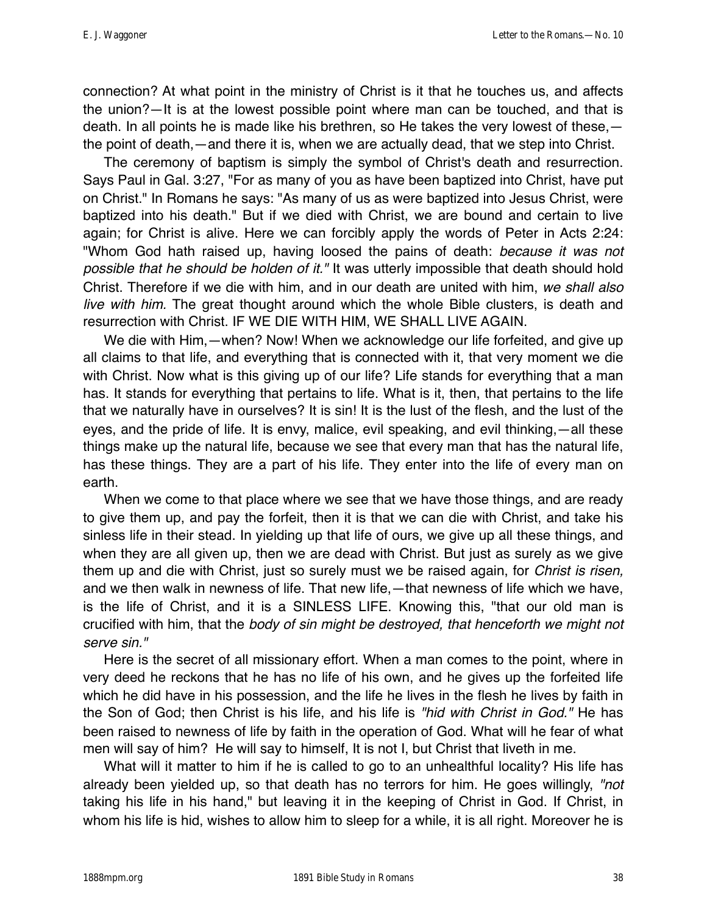connection? At what point in the ministry of Christ is it that he touches us, and affects the union?—It is at the lowest possible point where man can be touched, and that is death. In all points he is made like his brethren, so He takes the very lowest of these,—the point of death,—and there it is, when we are actually dead, that we step into Christ.

The ceremony of baptism is simply the symbol of Christ's death and resurrection. Says Paul in Gal. 3:27, "For as many of you as have been baptized into Christ, have put on Christ." In Romans he says: "As many of us as were baptized into Jesus Christ, were baptized into his death." But if we died with Christ, we are bound and certain to live again; for Christ is alive. Here we can forcibly apply the words of Peter in Acts 2:24: "Whom God hath raised up, having loosed the pains of death: *because it was not possible that he should be holden of it."* It was utterly impossible that death should hold Christ. Therefore if we die with him, and in our death are united with him, *we shall also live with him.* The great thought around which the whole Bible clusters, is death and resurrection with Christ. IF WE DIE WITH HIM, WE SHALL LIVE AGAIN.

We die with Him,—when? Now! When we acknowledge our life forfeited, and give up all claims to that life, and everything that is connected with it, that very moment we die with Christ. Now what is this giving up of our life? Life stands for everything that a man has. It stands for everything that pertains to life. What is it, then, that pertains to the life that we naturally have in ourselves? It is sin! It is the lust of the flesh, and the lust of the eyes, and the pride of life. It is envy, malice, evil speaking, and evil thinking,—all these things make up the natural life, because we see that every man that has the natural life, has these things. They are a part of his life. They enter into the life of every man on earth.

When we come to that place where we see that we have those things, and are ready to give them up, and pay the forfeit, then it is that we can die with Christ, and take his sinless life in their stead. In yielding up that life of ours, we give up all these things, and when they are all given up, then we are dead with Christ. But just as surely as we give them up and die with Christ, just so surely must we be raised again, for *Christ is risen,* and we then walk in newness of life. That new life,—that newness of life which we have, is the life of Christ, and it is a SINLESS LIFE. Knowing this, "that our old man is crucified with him, that the *body of sin might be destroyed, that henceforth we might not serve sin."*

Here is the secret of all missionary effort. When a man comes to the point, where in very deed he reckons that he has no life of his own, and he gives up the forfeited life which he did have in his possession, and the life he lives in the flesh he lives by faith in the Son of God; then Christ is his life, and his life is *"hid with Christ in God."* He has been raised to newness of life by faith in the operation of God. What will he fear of what men will say of him? He will say to himself, It is not I, but Christ that liveth in me.

What will it matter to him if he is called to go to an unhealthful locality? His life has already been yielded up, so that death has no terrors for him. He goes willingly, *"not* taking his life in his hand," but leaving it in the keeping of Christ in God. If Christ, in whom his life is hid, wishes to allow him to sleep for a while, it is all right. Moreover he is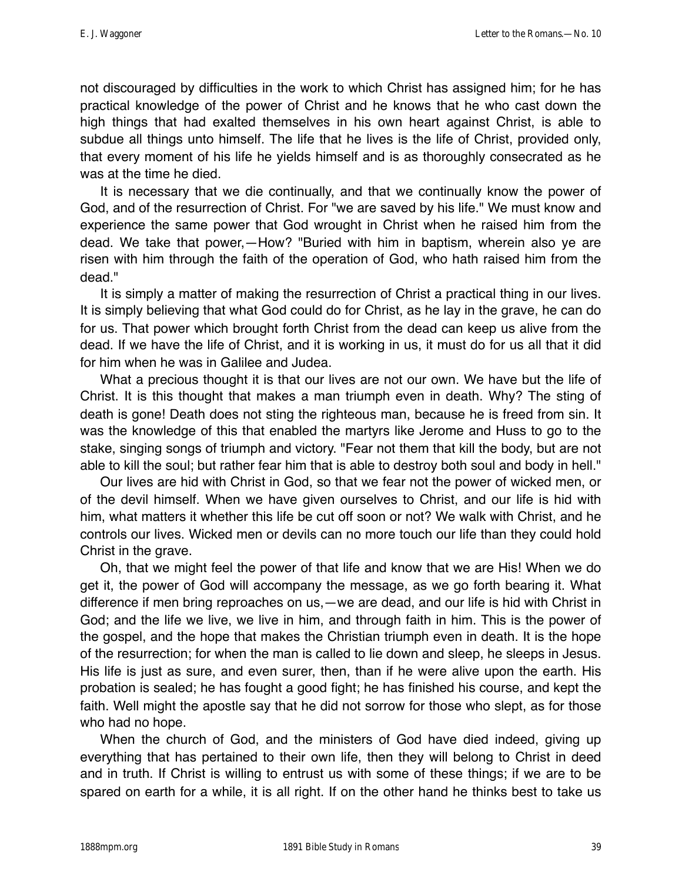not discouraged by difficulties in the work to which Christ has assigned him; for he has practical knowledge of the power of Christ and he knows that he who cast down the high things that had exalted themselves in his own heart against Christ, is able to subdue all things unto himself. The life that he lives is the life of Christ, provided only, that every moment of his life he yields himself and is as thoroughly consecrated as he was at the time he died.

It is necessary that we die continually, and that we continually know the power of God, and of the resurrection of Christ. For "we are saved by his life." We must know and experience the same power that God wrought in Christ when he raised him from the dead. We take that power,—How? "Buried with him in baptism, wherein also ye are risen with him through the faith of the operation of God, who hath raised him from the dead."

It is simply a matter of making the resurrection of Christ a practical thing in our lives. It is simply believing that what God could do for Christ, as he lay in the grave, he can do for us. That power which brought forth Christ from the dead can keep us alive from the dead. If we have the life of Christ, and it is working in us, it must do for us all that it did for him when he was in Galilee and Judea.

What a precious thought it is that our lives are not our own. We have but the life of Christ. It is this thought that makes a man triumph even in death. Why? The sting of death is gone! Death does not sting the righteous man, because he is freed from sin. It was the knowledge of this that enabled the martyrs like Jerome and Huss to go to the stake, singing songs of triumph and victory. "Fear not them that kill the body, but are not able to kill the soul; but rather fear him that is able to destroy both soul and body in hell."

Our lives are hid with Christ in God, so that we fear not the power of wicked men, or of the devil himself. When we have given ourselves to Christ, and our life is hid with him, what matters it whether this life be cut off soon or not? We walk with Christ, and he controls our lives. Wicked men or devils can no more touch our life than they could hold Christ in the grave.

Oh, that we might feel the power of that life and know that we are His! When we do get it, the power of God will accompany the message, as we go forth bearing it. What difference if men bring reproaches on us,—we are dead, and our life is hid with Christ in God; and the life we live, we live in him, and through faith in him. This is the power of the gospel, and the hope that makes the Christian triumph even in death. It is the hope of the resurrection; for when the man is called to lie down and sleep, he sleeps in Jesus. His life is just as sure, and even surer, then, than if he were alive upon the earth. His probation is sealed; he has fought a good fight; he has finished his course, and kept the faith. Well might the apostle say that he did not sorrow for those who slept, as for those who had no hope.

When the church of God, and the ministers of God have died indeed, giving up everything that has pertained to their own life, then they will belong to Christ in deed and in truth. If Christ is willing to entrust us with some of these things; if we are to be spared on earth for a while, it is all right. If on the other hand he thinks best to take us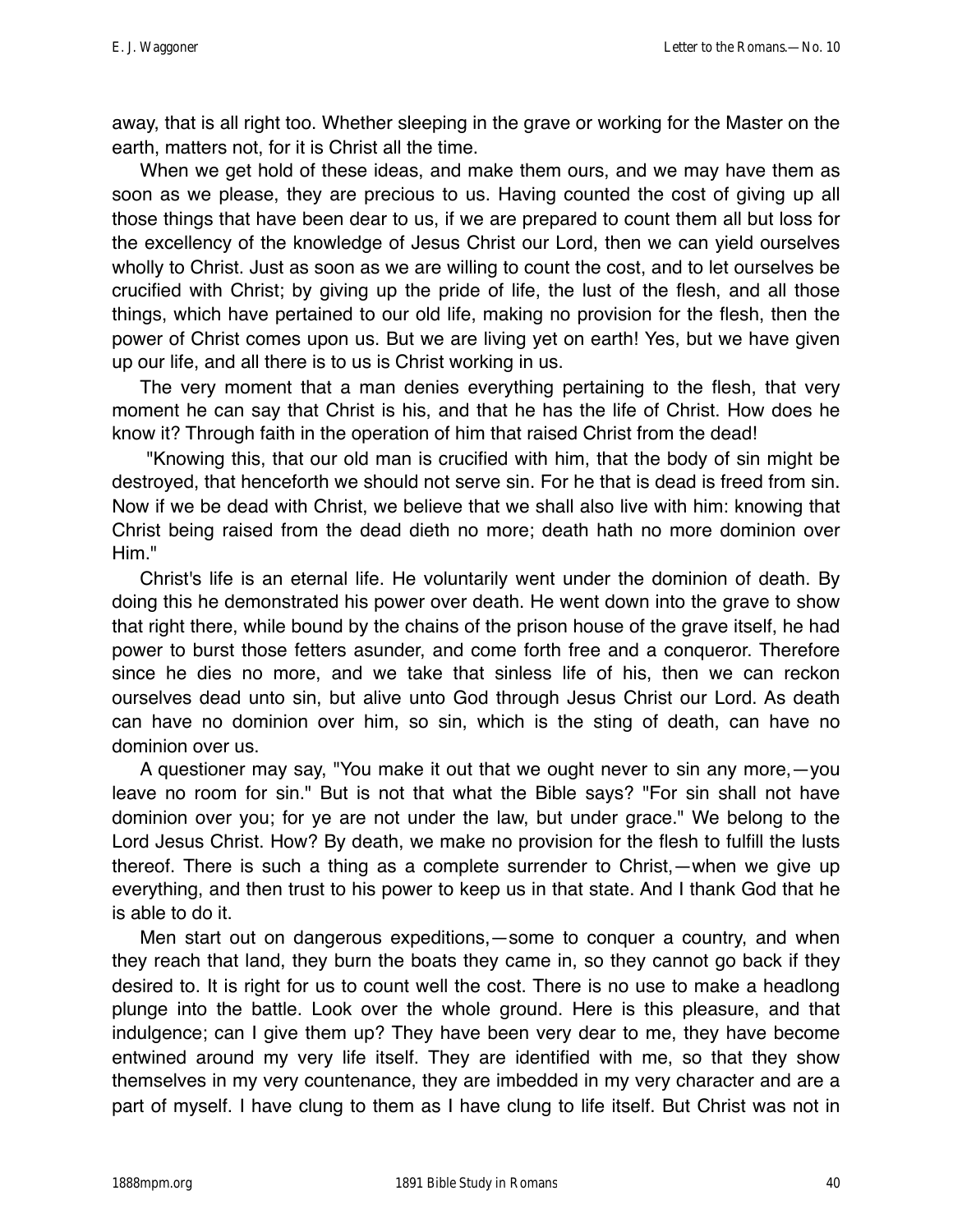away, that is all right too. Whether sleeping in the grave or working for the Master on the earth, matters not, for it is Christ all the time.

When we get hold of these ideas, and make them ours, and we may have them as soon as we please, they are precious to us. Having counted the cost of giving up all those things that have been dear to us, if we are prepared to count them all but loss for the excellency of the knowledge of Jesus Christ our Lord, then we can yield ourselves wholly to Christ. Just as soon as we are willing to count the cost, and to let ourselves be crucified with Christ; by giving up the pride of life, the lust of the flesh, and all those things, which have pertained to our old life, making no provision for the flesh, then the power of Christ comes upon us. But we are living yet on earth! Yes, but we have given up our life, and all there is to us is Christ working in us.

The very moment that a man denies everything pertaining to the flesh, that very moment he can say that Christ is his, and that he has the life of Christ. How does he know it? Through faith in the operation of him that raised Christ from the dead!

"Knowing this, that our old man is crucified with him, that the body of sin might be destroyed, that henceforth we should not serve sin. For he that is dead is freed from sin. Now if we be dead with Christ, we believe that we shall also live with him: knowing that Christ being raised from the dead dieth no more; death hath no more dominion over Him."

Christ's life is an eternal life. He voluntarily went under the dominion of death. By doing this he demonstrated his power over death. He went down into the grave to show that right there, while bound by the chains of the prison house of the grave itself, he had power to burst those fetters asunder, and come forth free and a conqueror. Therefore since he dies no more, and we take that sinless life of his, then we can reckon ourselves dead unto sin, but alive unto God through Jesus Christ our Lord. As death can have no dominion over him, so sin, which is the sting of death, can have no dominion over us.

A questioner may say, "You make it out that we ought never to sin any more,—you leave no room for sin." But is not that what the Bible says? "For sin shall not have dominion over you; for ye are not under the law, but under grace." We belong to the Lord Jesus Christ. How? By death, we make no provision for the flesh to fulfill the lusts thereof. There is such a thing as a complete surrender to Christ,—when we give up everything, and then trust to his power to keep us in that state. And I thank God that he is able to do it.

Men start out on dangerous expeditions,—some to conquer a country, and when they reach that land, they burn the boats they came in, so they cannot go back if they desired to. It is right for us to count well the cost. There is no use to make a headlong plunge into the battle. Look over the whole ground. Here is this pleasure, and that indulgence; can I give them up? They have been very dear to me, they have become entwined around my very life itself. They are identified with me, so that they show themselves in my very countenance, they are imbedded in my very character and are a part of myself. I have clung to them as I have clung to life itself. But Christ was not in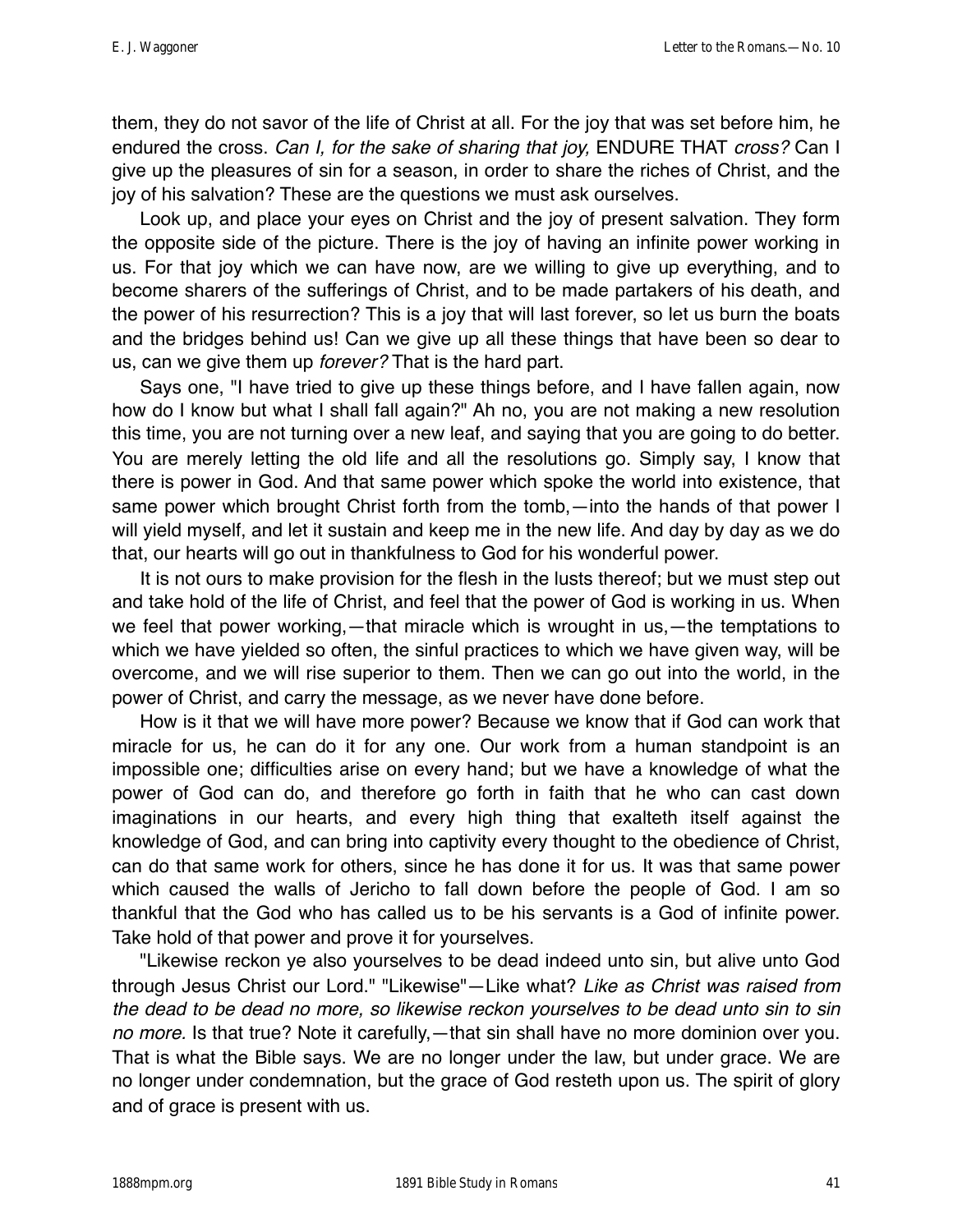them, they do not savor of the life of Christ at all. For the joy that was set before him, he endured the cross. *Can I, for the sake of sharing that joy,* ENDURE THAT *cross?* Can I give up the pleasures of sin for a season, in order to share the riches of Christ, and the joy of his salvation? These are the questions we must ask ourselves.

Look up, and place your eyes on Christ and the joy of present salvation. They form the opposite side of the picture. There is the joy of having an infinite power working in us. For that joy which we can have now, are we willing to give up everything, and to become sharers of the sufferings of Christ, and to be made partakers of his death, and the power of his resurrection? This is a joy that will last forever, so let us burn the boats and the bridges behind us! Can we give up all these things that have been so dear to us, can we give them up *forever?* That is the hard part.

Says one, "I have tried to give up these things before, and I have fallen again, now how do I know but what I shall fall again?" Ah no, you are not making a new resolution this time, you are not turning over a new leaf, and saying that you are going to do better. You are merely letting the old life and all the resolutions go. Simply say, I know that there is power in God. And that same power which spoke the world into existence, that same power which brought Christ forth from the tomb,—into the hands of that power I will yield myself, and let it sustain and keep me in the new life. And day by day as we do that, our hearts will go out in thankfulness to God for his wonderful power.

It is not ours to make provision for the flesh in the lusts thereof; but we must step out and take hold of the life of Christ, and feel that the power of God is working in us. When we feel that power working,—that miracle which is wrought in us,—the temptations to which we have yielded so often, the sinful practices to which we have given way, will be overcome, and we will rise superior to them. Then we can go out into the world, in the power of Christ, and carry the message, as we never have done before.

How is it that we will have more power? Because we know that if God can work that miracle for us, he can do it for any one. Our work from a human standpoint is an impossible one; difficulties arise on every hand; but we have a knowledge of what the power of God can do, and therefore go forth in faith that he who can cast down imaginations in our hearts, and every high thing that exalteth itself against the knowledge of God, and can bring into captivity every thought to the obedience of Christ, can do that same work for others, since he has done it for us. It was that same power which caused the walls of Jericho to fall down before the people of God. I am so thankful that the God who has called us to be his servants is a God of infinite power. Take hold of that power and prove it for yourselves.

"Likewise reckon ye also yourselves to be dead indeed unto sin, but alive unto God through Jesus Christ our Lord." "Likewise"—Like what? *Like as Christ was raised from the dead to be dead no more, so likewise reckon yourselves to be dead unto sin to sin no more.* Is that true? Note it carefully,—that sin shall have no more dominion over you. That is what the Bible says. We are no longer under the law, but under grace. We are no longer under condemnation, but the grace of God resteth upon us. The spirit of glory and of grace is present with us.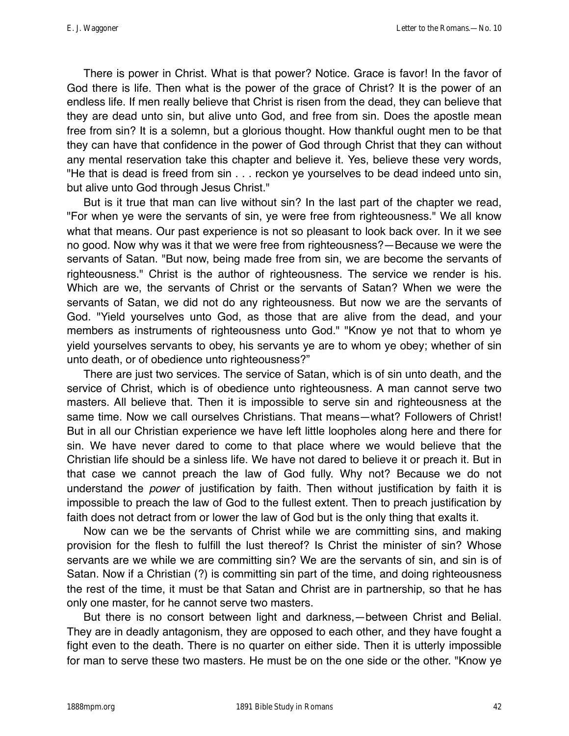There is power in Christ. What is that power? Notice. Grace is favor! In the favor of God there is life. Then what is the power of the grace of Christ? It is the power of an endless life. If men really believe that Christ is risen from the dead, they can believe that they are dead unto sin, but alive unto God, and free from sin. Does the apostle mean free from sin? It is a solemn, but a glorious thought. How thankful ought men to be that they can have that confidence in the power of God through Christ that they can without any mental reservation take this chapter and believe it. Yes, believe these very words, "He that is dead is freed from sin . . . reckon ye yourselves to be dead indeed unto sin, but alive unto God through Jesus Christ."

But is it true that man can live without sin? In the last part of the chapter we read, "For when ye were the servants of sin, ye were free from righteousness." We all know what that means. Our past experience is not so pleasant to look back over. In it we see no good. Now why was it that we were free from righteousness?—Because we were the servants of Satan. "But now, being made free from sin, we are become the servants of righteousness." Christ is the author of righteousness. The service we render is his. Which are we, the servants of Christ or the servants of Satan? When we were the servants of Satan, we did not do any righteousness. But now we are the servants of God. "Yield yourselves unto God, as those that are alive from the dead, and your members as instruments of righteousness unto God." "Know ye not that to whom ye yield yourselves servants to obey, his servants ye are to whom ye obey; whether of sin unto death, or of obedience unto righteousness?"

There are just two services. The service of Satan, which is of sin unto death, and the service of Christ, which is of obedience unto righteousness. A man cannot serve two masters. All believe that. Then it is impossible to serve sin and righteousness at the same time. Now we call ourselves Christians. That means—what? Followers of Christ! But in all our Christian experience we have left little loopholes along here and there for sin. We have never dared to come to that place where we would believe that the Christian life should be a sinless life. We have not dared to believe it or preach it. But in that case we cannot preach the law of God fully. Why not? Because we do not understand the *power* of justification by faith. Then without justification by faith it is impossible to preach the law of God to the fullest extent. Then to preach justification by faith does not detract from or lower the law of God but is the only thing that exalts it.

Now can we be the servants of Christ while we are committing sins, and making provision for the flesh to fulfill the lust thereof? Is Christ the minister of sin? Whose servants are we while we are committing sin? We are the servants of sin, and sin is of Satan. Now if a Christian (?) is committing sin part of the time, and doing righteousness the rest of the time, it must be that Satan and Christ are in partnership, so that he has only one master, for he cannot serve two masters.

But there is no consort between light and darkness,—between Christ and Belial. They are in deadly antagonism, they are opposed to each other, and they have fought a fight even to the death. There is no quarter on either side. Then it is utterly impossible for man to serve these two masters. He must be on the one side or the other. "Know ye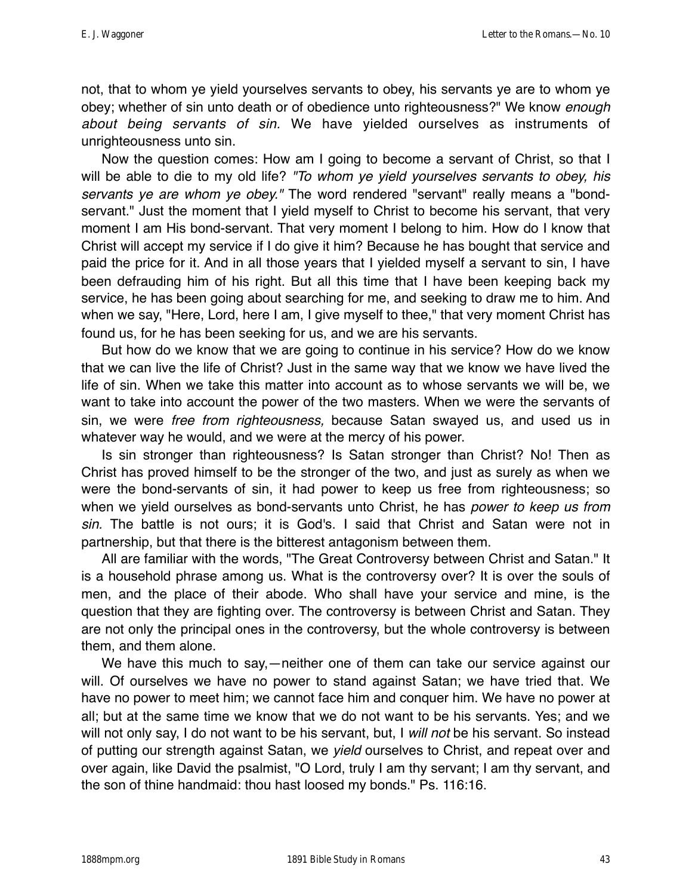not, that to whom ye yield yourselves servants to obey, his servants ye are to whom ye obey; whether of sin unto death or of obedience unto righteousness?" We know *enough about being servants of sin.* We have yielded ourselves as instruments of unrighteousness unto sin.

Now the question comes: How am I going to become a servant of Christ, so that I will be able to die to my old life? *"To whom ye yield yourselves servants to obey, his servants ye are whom ye obey."* The word rendered "servant" really means a "bond-servant." Just the moment that I yield myself to Christ to become his servant, that very moment I am His bond-servant. That very moment I belong to him. How do I know that Christ will accept my service if I do give it him? Because he has bought that service and paid the price for it. And in all those years that I yielded myself a servant to sin, I have been defrauding him of his right. But all this time that I have been keeping back my service, he has been going about searching for me, and seeking to draw me to him. And when we say, "Here, Lord, here I am, I give myself to thee," that very moment Christ has found us, for he has been seeking for us, and we are his servants.

But how do we know that we are going to continue in his service? How do we know that we can live the life of Christ? Just in the same way that we know we have lived the life of sin. When we take this matter into account as to whose servants we will be, we want to take into account the power of the two masters. When we were the servants of sin, we were *free from righteousness,* because Satan swayed us, and used us in whatever way he would, and we were at the mercy of his power.

Is sin stronger than righteousness? Is Satan stronger than Christ? No! Then as Christ has proved himself to be the stronger of the two, and just as surely as when we were the bond-servants of sin, it had power to keep us free from righteousness; so when we yield ourselves as bond-servants unto Christ, he has *power to keep us from sin.* The battle is not ours; it is God's. I said that Christ and Satan were not in partnership, but that there is the bitterest antagonism between them.

All are familiar with the words, "The Great Controversy between Christ and Satan." It is a household phrase among us. What is the controversy over? It is over the souls of men, and the place of their abode. Who shall have your service and mine, is the question that they are fighting over. The controversy is between Christ and Satan. They are not only the principal ones in the controversy, but the whole controversy is between them, and them alone.

We have this much to say,—neither one of them can take our service against our will. Of ourselves we have no power to stand against Satan; we have tried that. We have no power to meet him; we cannot face him and conquer him. We have no power at all; but at the same time we know that we do not want to be his servants. Yes; and we will not only say, I do not want to be his servant, but, I *will not* be his servant. So instead of putting our strength against Satan, we *yield* ourselves to Christ, and repeat over and over again, like David the psalmist, "O Lord, truly I am thy servant; I am thy servant, and the son of thine handmaid: thou hast loosed my bonds." Ps. 116:16.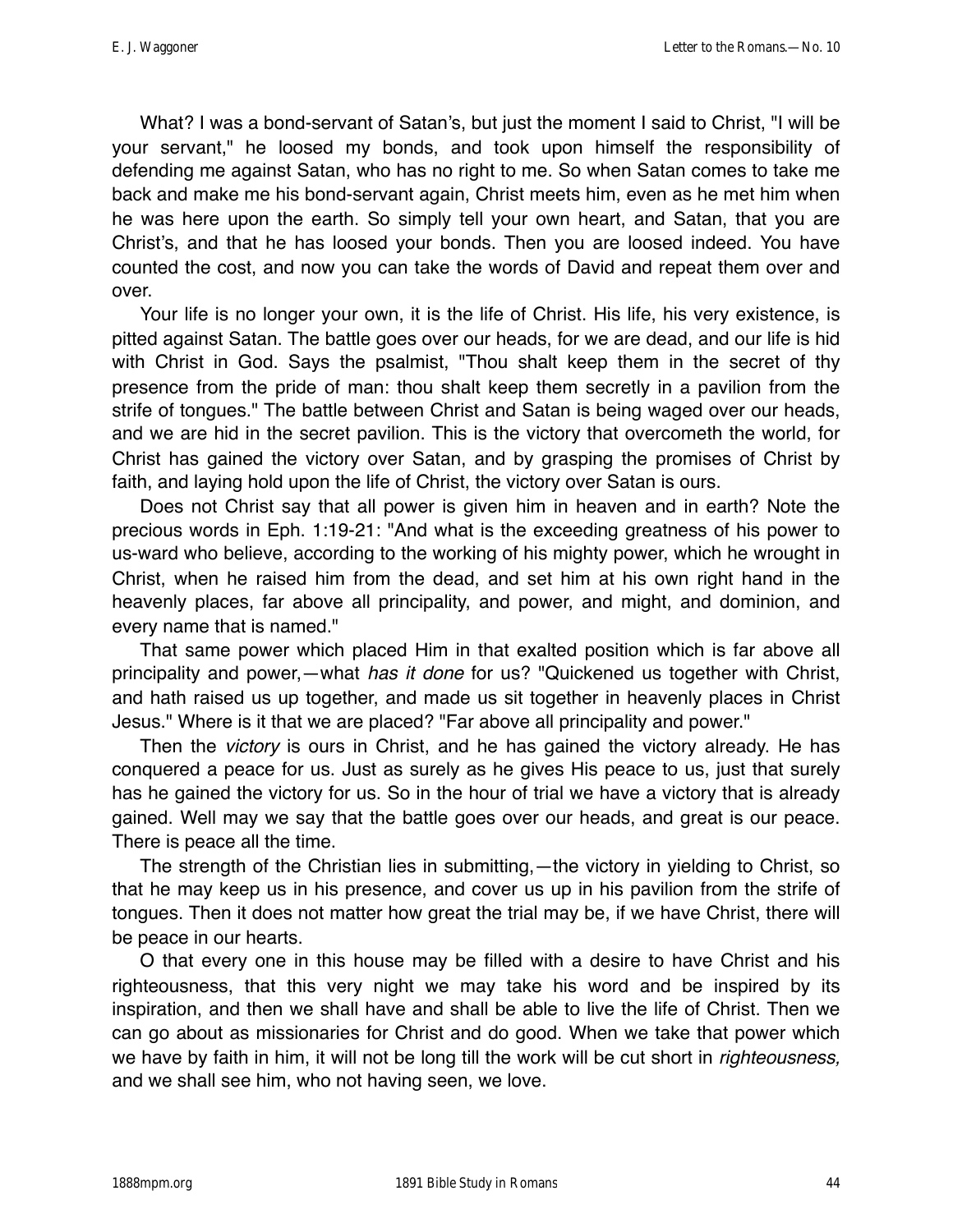What? I was a bond-servant of Satan's, but just the moment I said to Christ, "I will be your servant," he loosed my bonds, and took upon himself the responsibility of defending me against Satan, who has no right to me. So when Satan comes to take me back and make me his bond-servant again, Christ meets him, even as he met him when he was here upon the earth. So simply tell your own heart, and Satan, that you are Christ's, and that he has loosed your bonds. Then you are loosed indeed. You have counted the cost, and now you can take the words of David and repeat them over and over.

Your life is no longer your own, it is the life of Christ. His life, his very existence, is pitted against Satan. The battle goes over our heads, for we are dead, and our life is hid with Christ in God. Says the psalmist, "Thou shalt keep them in the secret of thy presence from the pride of man: thou shalt keep them secretly in a pavilion from the strife of tongues." The battle between Christ and Satan is being waged over our heads, and we are hid in the secret pavilion. This is the victory that overcometh the world, for Christ has gained the victory over Satan, and by grasping the promises of Christ by faith, and laying hold upon the life of Christ, the victory over Satan is ours.

Does not Christ say that all power is given him in heaven and in earth? Note the precious words in Eph. 1:19-21: "And what is the exceeding greatness of his power to us-ward who believe, according to the working of his mighty power, which he wrought in Christ, when he raised him from the dead, and set him at his own right hand in the heavenly places, far above all principality, and power, and might, and dominion, and every name that is named."

That same power which placed Him in that exalted position which is far above all principality and power,—what *has it done* for us? "Quickened us together with Christ, and hath raised us up together, and made us sit together in heavenly places in Christ Jesus." Where is it that we are placed? "Far above all principality and power."

Then the *victory* is ours in Christ, and he has gained the victory already. He has conquered a peace for us. Just as surely as he gives His peace to us, just that surely has he gained the victory for us. So in the hour of trial we have a victory that is already gained. Well may we say that the battle goes over our heads, and great is our peace. There is peace all the time.

The strength of the Christian lies in submitting,—the victory in yielding to Christ, so that he may keep us in his presence, and cover us up in his pavilion from the strife of tongues. Then it does not matter how great the trial may be, if we have Christ, there will be peace in our hearts.

O that every one in this house may be filled with a desire to have Christ and his righteousness, that this very night we may take his word and be inspired by its inspiration, and then we shall have and shall be able to live the life of Christ. Then we can go about as missionaries for Christ and do good. When we take that power which we have by faith in him, it will not be long till the work will be cut short in *righteousness,* and we shall see him, who not having seen, we love.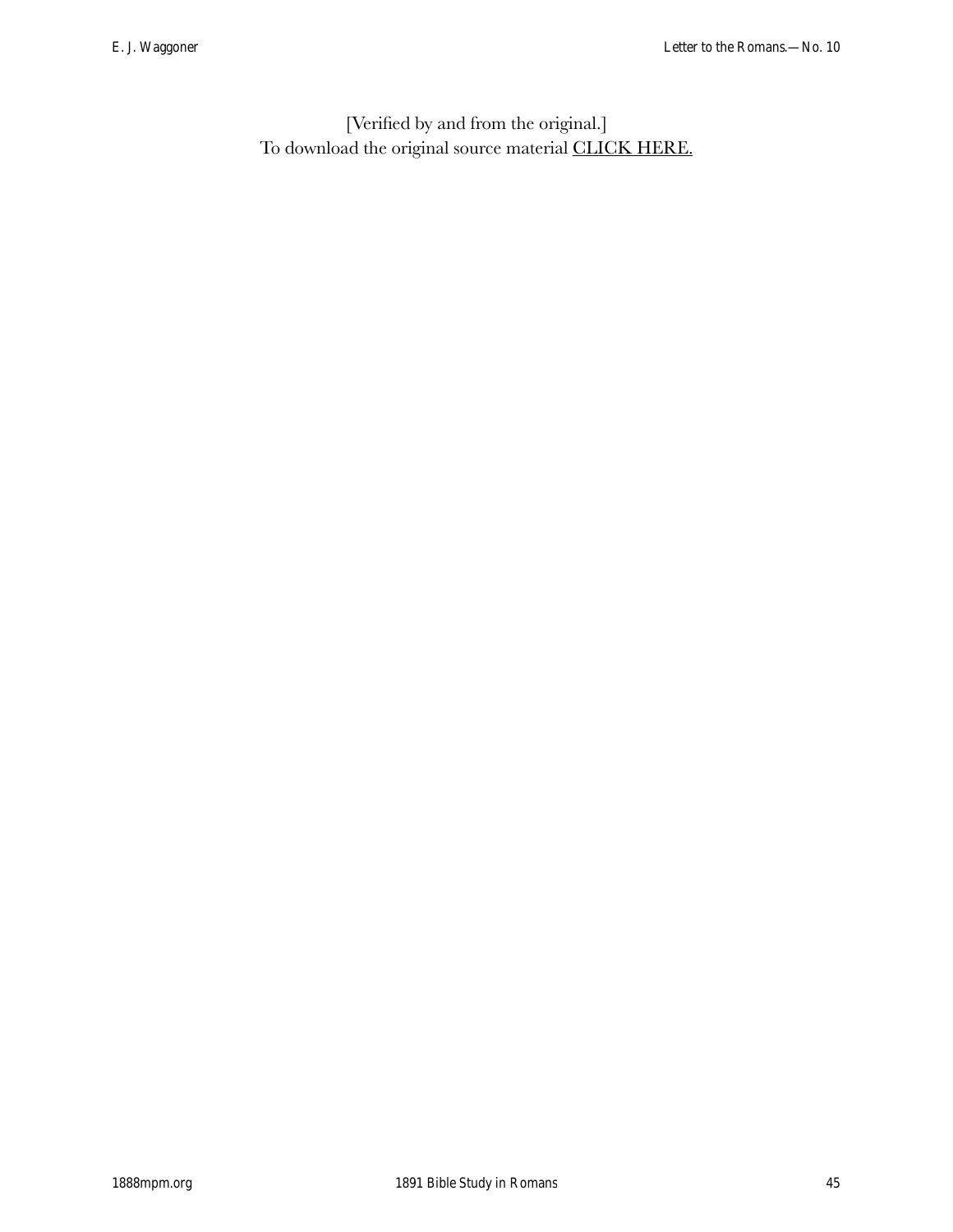[Verified by and from the original.]
To download the original source material CLICK HERE.